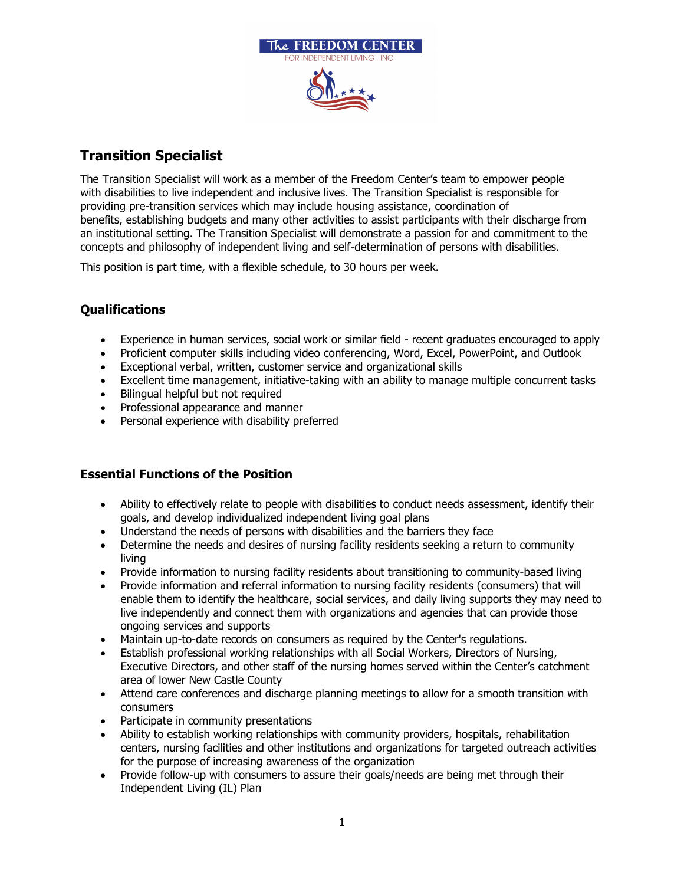The FREEDOM CENTER
FOR INDEPENDENT LIVING , INC

## Transition Specialist

The Transition Specialist will work as a member of the Freedom Center's team to empower people with disabilities to live independent and inclusive lives. The Transition Specialist is responsible for providing pre-transition services which may include housing assistance, coordination of benefits, establishing budgets and many other activities to assist participants with their discharge from an institutional setting. The Transition Specialist will demonstrate a passion for and commitment to the concepts and philosophy of independent living and self-determination of persons with disabilities.

This position is part time, with a flexible schedule, to 30 hours per week.

### Qualifications

- Experience in human services, social work or similar field - recent graduates encouraged to apply
- Proficient computer skills including video conferencing, Word, Excel, PowerPoint, and Outlook
- Exceptional verbal, written, customer service and organizational skills
- Excellent time management, initiative-taking with an ability to manage multiple concurrent tasks
- Bilingual helpful but not required
- Professional appearance and manner
- Personal experience with disability preferred

### Essential Functions of the Position

- Ability to effectively relate to people with disabilities to conduct needs assessment, identify their goals, and develop individualized independent living goal plans
- Understand the needs of persons with disabilities and the barriers they face
- Determine the needs and desires of nursing facility residents seeking a return to community living
- Provide information to nursing facility residents about transitioning to community-based living
- Provide information and referral information to nursing facility residents (consumers) that will enable them to identify the healthcare, social services, and daily living supports they may need to live independently and connect them with organizations and agencies that can provide those ongoing services and supports
- Maintain up-to-date records on consumers as required by the Center's regulations.
- Establish professional working relationships with all Social Workers, Directors of Nursing, Executive Directors, and other staff of the nursing homes served within the Center's catchment area of lower New Castle County
- Attend care conferences and discharge planning meetings to allow for a smooth transition with consumers
- Participate in community presentations
- Ability to establish working relationships with community providers, hospitals, rehabilitation centers, nursing facilities and other institutions and organizations for targeted outreach activities for the purpose of increasing awareness of the organization
- Provide follow-up with consumers to assure their goals/needs are being met through their Independent Living (IL) Plan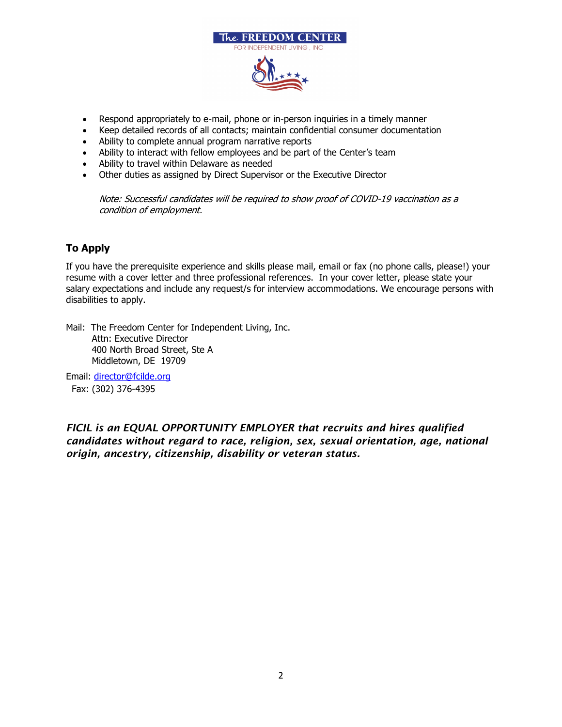- Respond appropriately to e-mail, phone or in-person inquiries in a timely manner
- Keep detailed records of all contacts; maintain confidential consumer documentation
- Ability to complete annual program narrative reports
- Ability to interact with fellow employees and be part of the Center's team
- Ability to travel within Delaware as needed
- Other duties as assigned by Direct Supervisor or the Executive Director

  *Note: Successful candidates will be required to show proof of COVID-19 vaccination as a condition of employment.*

## To Apply

If you have the prerequisite experience and skills please mail, email or fax (no phone calls, please!) your resume with a cover letter and three professional references. In your cover letter, please state your salary expectations and include any request/s for interview accommodations. We encourage persons with disabilities to apply.

Mail: The Freedom Center for Independent Living, Inc.
Attn: Executive Director
400 North Broad Street, Ste A
Middletown, DE 19709

Email: director@fcilde.org
Fax: (302) 376-4395

***FICIL is an EQUAL OPPORTUNITY EMPLOYER that recruits and hires qualified candidates without regard to race, religion, sex, sexual orientation, age, national origin, ancestry, citizenship, disability or veteran status.***